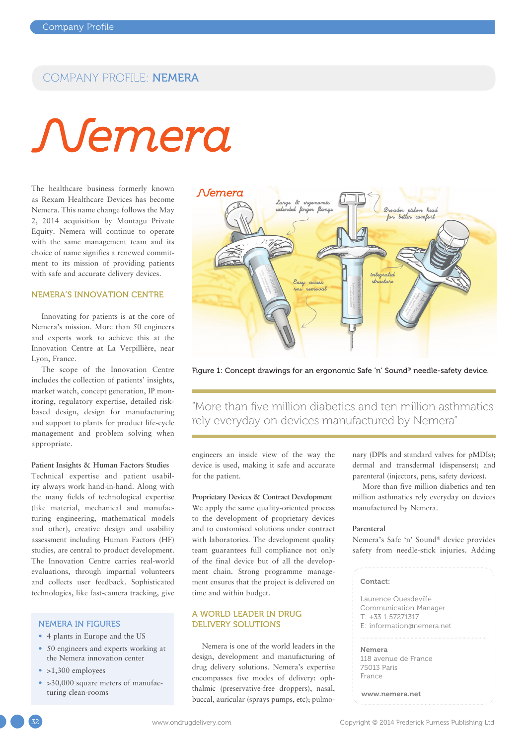# COMPANY PROFILE: NEMERA

The healthcare business formerly known as Rexam Healthcare Devices has become Nemera. This name change follows the May 2, 2014 acquisition by Montagu Private Equity. Nemera will continue to operate with the same management team and its choice of name signifies a renewed commitment to its mission of providing patients with safe and accurate delivery devices.

## NEMERA'S INNOVATION CENTRE

Innovating for patients is at the core of Nemera's mission. More than 50 engineers and experts work to achieve this at the Innovation Centre at La Verpillière, near Lyon, France.

The scope of the Innovation Centre includes the collection of patients' insights, market watch, concept generation, IP monitoring, regulatory expertise, detailed risk-based design, design for manufacturing and support to plants for product life-cycle management and problem solving when appropriate.

### Patient Insights & Human Factors Studies

Technical expertise and patient usability always work hand-in-hand. Along with the many fields of technological expertise (like material, mechanical and manufacturing engineering, mathematical models and other), creative design and usability assessment including Human Factors (HF) studies, are central to product development. The Innovation Centre carries real-world evaluations, through impartial volunteers and collects user feedback. Sophisticated technologies, like fast-camera tracking, give engineers an inside view of the way the device is used, making it safe and accurate for the patient.

### Proprietary Devices & Contract Development

We apply the same quality-oriented process to the development of proprietary devices and to customised solutions under contract with laboratories. The development quality team guarantees full compliance not only of the final device but of all the development chain. Strong programme management ensures that the project is delivered on time and within budget.

Figure 1: Concept drawings for an ergonomic Safe 'n' Sound® needle-safety device.

> "More than five million diabetics and ten million asthmatics rely everyday on devices manufactured by Nemera"

## A WORLD LEADER IN DRUG DELIVERY SOLUTIONS

Nemera is one of the world leaders in the design, development and manufacturing of drug delivery solutions. Nemera's expertise encompasses five modes of delivery: ophthalmic (preservative-free droppers), nasal, buccal, auricular (sprays pumps, etc); pulmonary (DPIs and standard valves for pMDIs); dermal and transdermal (dispensers); and parenteral (injectors, pens, safety devices).

More than five million diabetics and ten million asthmatics rely everyday on devices manufactured by Nemera.

### Parenteral

Nemera's Safe 'n' Sound® device provides safety from needle-stick injuries. Adding

## NEMERA IN FIGURES

- 4 plants in Europe and the US
- 50 engineers and experts working at the Nemera innovation center
- >1,300 employees
- >30,000 square meters of manufacturing clean-rooms

**Contact:**

Laurence Quesdeville
Communication Manager
T: +33 1 57271317
E: information@nemera.net

**Nemera**
118 avenue de France
75013 Paris
France

**www.nemera.net**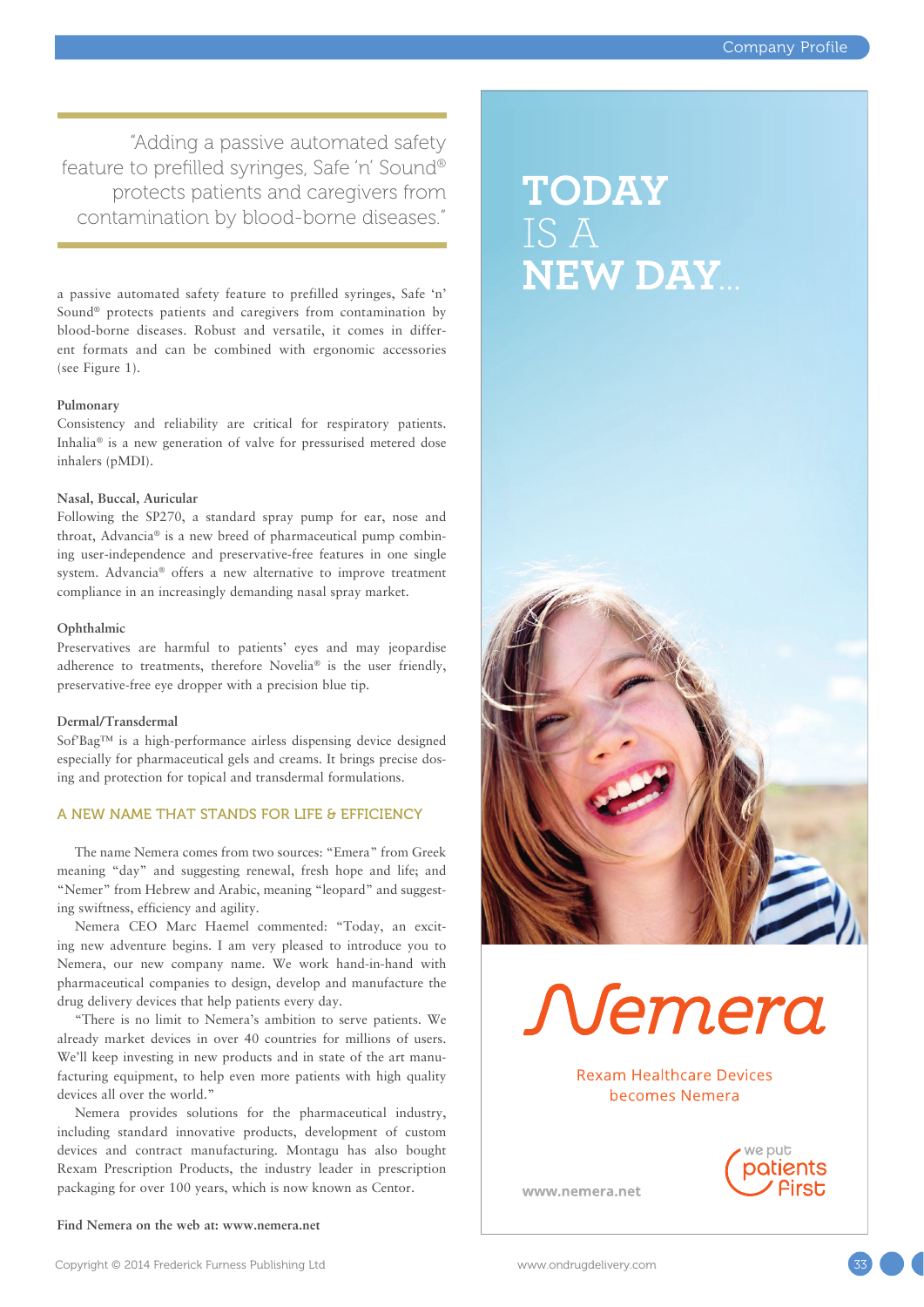> "Adding a passive automated safety feature to prefilled syringes, Safe 'n' Sound® protects patients and caregivers from contamination by blood-borne diseases."

a passive automated safety feature to prefilled syringes, Safe 'n' Sound® protects patients and caregivers from contamination by blood-borne diseases. Robust and versatile, it comes in different formats and can be combined with ergonomic accessories (see Figure 1).

**Pulmonary**
Consistency and reliability are critical for respiratory patients. Inhalia® is a new generation of valve for pressurised metered dose inhalers (pMDI).

**Nasal, Buccal, Auricular**
Following the SP270, a standard spray pump for ear, nose and throat, Advancia® is a new breed of pharmaceutical pump combining user-independence and preservative-free features in one single system. Advancia® offers a new alternative to improve treatment compliance in an increasingly demanding nasal spray market.

**Ophthalmic**
Preservatives are harmful to patients' eyes and may jeopardise adherence to treatments, therefore Novelia® is the user friendly, preservative-free eye dropper with a precision blue tip.

**Dermal/Transdermal**
Sof'Bag™ is a high-performance airless dispensing device designed especially for pharmaceutical gels and creams. It brings precise dosing and protection for topical and transdermal formulations.

## A NEW NAME THAT STANDS FOR LIFE & EFFICIENCY

The name Nemera comes from two sources: "Emera" from Greek meaning "day" and suggesting renewal, fresh hope and life; and "Nemer" from Hebrew and Arabic, meaning "leopard" and suggesting swiftness, efficiency and agility.

Nemera CEO Marc Haemel commented: "Today, an exciting new adventure begins. I am very pleased to introduce you to Nemera, our new company name. We work hand-in-hand with pharmaceutical companies to design, develop and manufacture the drug delivery devices that help patients every day.

"There is no limit to Nemera's ambition to serve patients. We already market devices in over 40 countries for millions of users. We'll keep investing in new products and in state of the art manufacturing equipment, to help even more patients with high quality devices all over the world."

Nemera provides solutions for the pharmaceutical industry, including standard innovative products, development of custom devices and contract manufacturing. Montagu has also bought Rexam Prescription Products, the industry leader in prescription packaging for over 100 years, which is now known as Centor.

**Find Nemera on the web at: www.nemera.net**

TODAY IS A NEW DAY...

Nemera

Rexam Healthcare Devices becomes Nemera

www.nemera.net

we put patients first